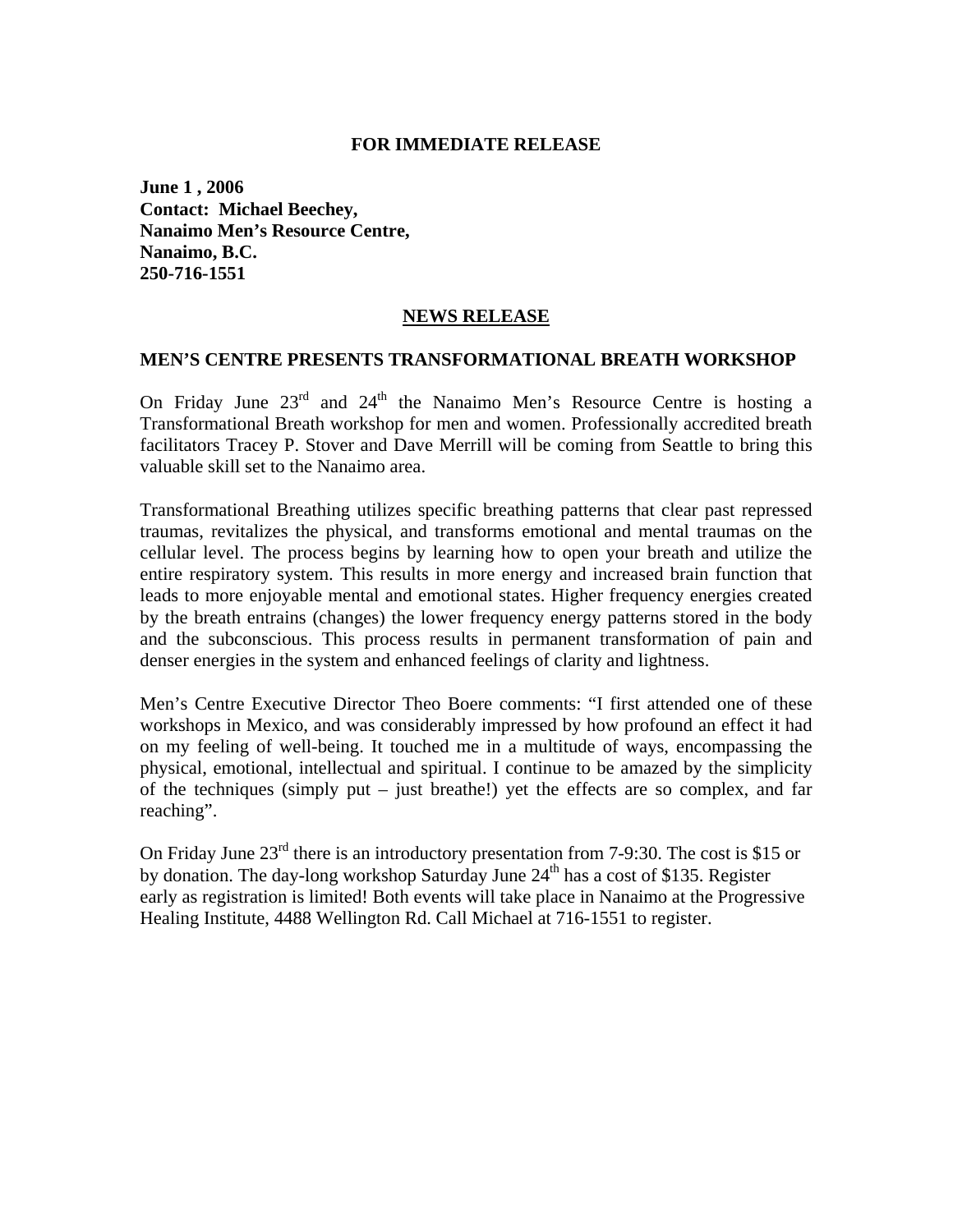**FOR IMMEDIATE RELEASE**

**June 1 , 2006**
**Contact: Michael Beechey,**
**Nanaimo Men's Resource Centre,**
**Nanaimo, B.C.**
**250-716-1551**

## NEWS RELEASE

### MEN'S CENTRE PRESENTS TRANSFORMATIONAL BREATH WORKSHOP

On Friday June 23rd and 24th the Nanaimo Men's Resource Centre is hosting a Transformational Breath workshop for men and women. Professionally accredited breath facilitators Tracey P. Stover and Dave Merrill will be coming from Seattle to bring this valuable skill set to the Nanaimo area.

Transformational Breathing utilizes specific breathing patterns that clear past repressed traumas, revitalizes the physical, and transforms emotional and mental traumas on the cellular level. The process begins by learning how to open your breath and utilize the entire respiratory system. This results in more energy and increased brain function that leads to more enjoyable mental and emotional states. Higher frequency energies created by the breath entrains (changes) the lower frequency energy patterns stored in the body and the subconscious. This process results in permanent transformation of pain and denser energies in the system and enhanced feelings of clarity and lightness.

Men's Centre Executive Director Theo Boere comments: "I first attended one of these workshops in Mexico, and was considerably impressed by how profound an effect it had on my feeling of well-being. It touched me in a multitude of ways, encompassing the physical, emotional, intellectual and spiritual. I continue to be amazed by the simplicity of the techniques (simply put – just breathe!) yet the effects are so complex, and far reaching".

On Friday June 23rd there is an introductory presentation from 7-9:30. The cost is $15 or by donation. The day-long workshop Saturday June 24th has a cost of $135. Register early as registration is limited! Both events will take place in Nanaimo at the Progressive Healing Institute, 4488 Wellington Rd. Call Michael at 716-1551 to register.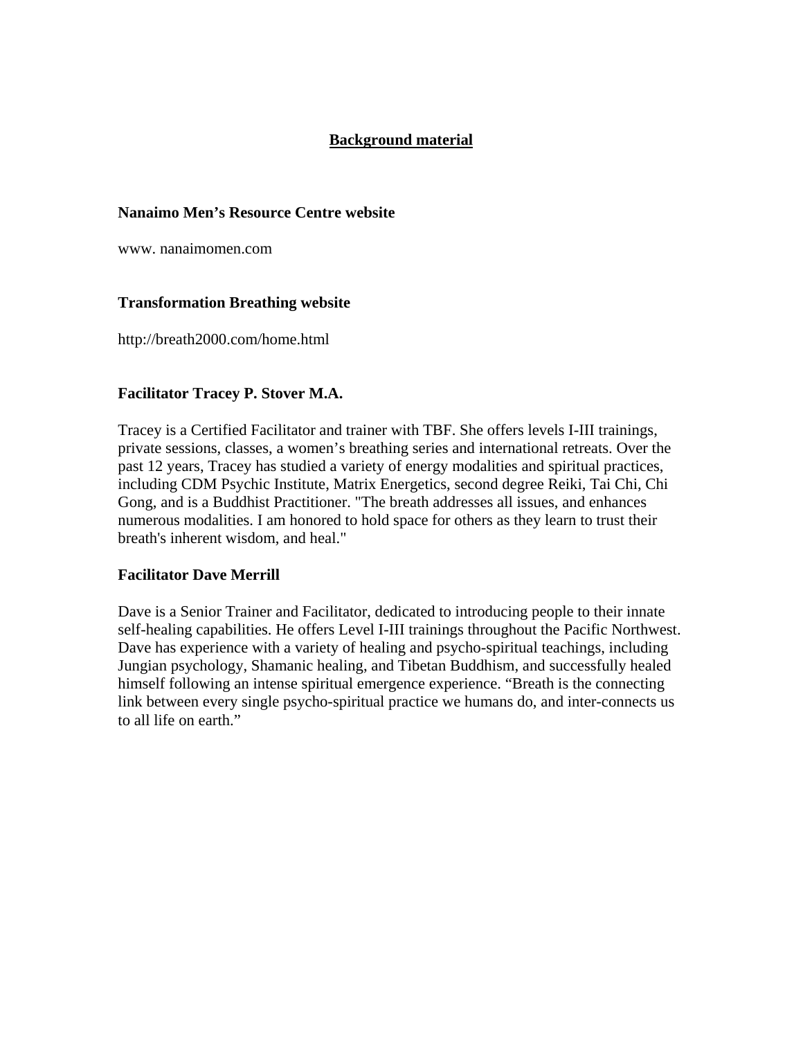## Background material

### Nanaimo Men's Resource Centre website

www. nanaimomen.com

### Transformation Breathing website

http://breath2000.com/home.html

### Facilitator Tracey P. Stover M.A.

Tracey is a Certified Facilitator and trainer with TBF. She offers levels I-III trainings, private sessions, classes, a women's breathing series and international retreats. Over the past 12 years, Tracey has studied a variety of energy modalities and spiritual practices, including CDM Psychic Institute, Matrix Energetics, second degree Reiki, Tai Chi, Chi Gong, and is a Buddhist Practitioner. "The breath addresses all issues, and enhances numerous modalities. I am honored to hold space for others as they learn to trust their breath's inherent wisdom, and heal."

### Facilitator Dave Merrill

Dave is a Senior Trainer and Facilitator, dedicated to introducing people to their innate self-healing capabilities. He offers Level I-III trainings throughout the Pacific Northwest. Dave has experience with a variety of healing and psycho-spiritual teachings, including Jungian psychology, Shamanic healing, and Tibetan Buddhism, and successfully healed himself following an intense spiritual emergence experience. "Breath is the connecting link between every single psycho-spiritual practice we humans do, and inter-connects us to all life on earth."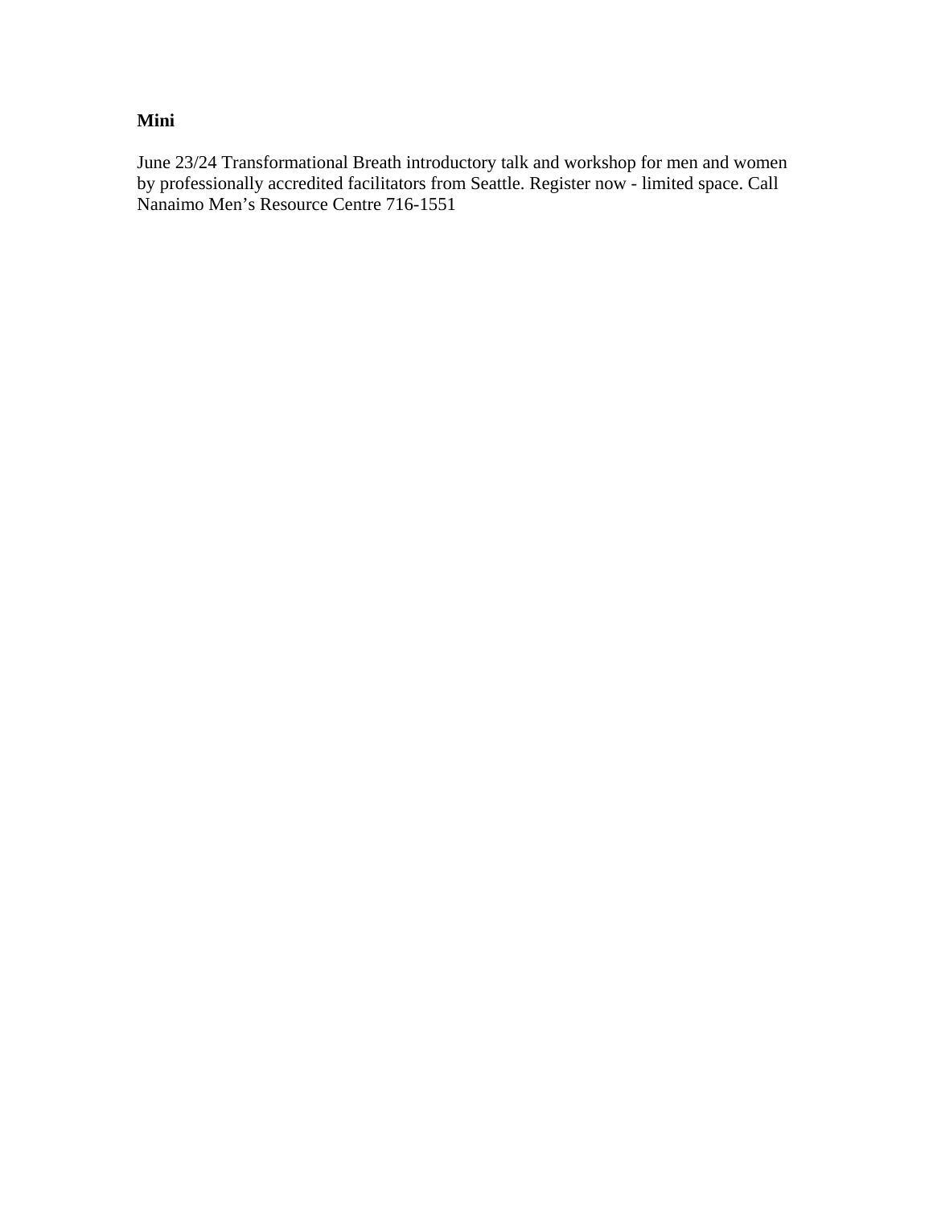**Mini**

June 23/24 Transformational Breath introductory talk and workshop for men and women by professionally accredited facilitators from Seattle. Register now - limited space. Call Nanaimo Men's Resource Centre 716-1551